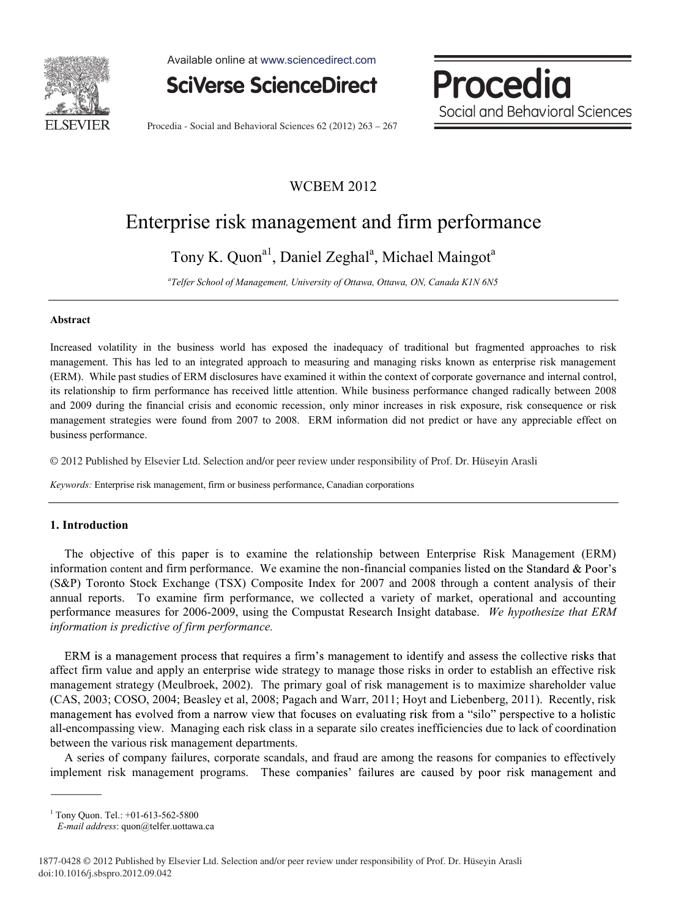WCBEM 2012

# Enterprise risk management and firm performance

Tony K. Quon[a1], Daniel Zeghal[a], Michael Maingot[a]

[a]Telfer School of Management, University of Ottawa, Ottawa, ON, Canada K1N 6N5

## Abstract

Increased volatility in the business world has exposed the inadequacy of traditional but fragmented approaches to risk management. This has led to an integrated approach to measuring and managing risks known as enterprise risk management (ERM). While past studies of ERM disclosures have examined it within the context of corporate governance and internal control, its relationship to firm performance has received little attention. While business performance changed radically between 2008 and 2009 during the financial crisis and economic recession, only minor increases in risk exposure, risk consequence or risk management strategies were found from 2007 to 2008. ERM information did not predict or have any appreciable effect on business performance.

© 2012 Published by Elsevier Ltd. Selection and/or peer review under responsibility of Prof. Dr. Hüseyin Arasli

*Keywords:* Enterprise risk management, firm or business performance, Canadian corporations

## 1. Introduction

The objective of this paper is to examine the relationship between Enterprise Risk Management (ERM) information content and firm performance. We examine the non-financial companies listed on the Standard & Poor's (S&P) Toronto Stock Exchange (TSX) Composite Index for 2007 and 2008 through a content analysis of their annual reports. To examine firm performance, we collected a variety of market, operational and accounting performance measures for 2006-2009, using the Compustat Research Insight database. *We hypothesize that ERM information is predictive of firm performance.*

ERM is a management process that requires a firm's management to identify and assess the collective risks that affect firm value and apply an enterprise wide strategy to manage those risks in order to establish an effective risk management strategy (Meulbroek, 2002). The primary goal of risk management is to maximize shareholder value (CAS, 2003; COSO, 2004; Beasley et al, 2008; Pagach and Warr, 2011; Hoyt and Liebenberg, 2011). Recently, risk management has evolved from a narrow view that focuses on evaluating risk from a "silo" perspective to a holistic all-encompassing view. Managing each risk class in a separate silo creates inefficiencies due to lack of coordination between the various risk management departments.

A series of company failures, corporate scandals, and fraud are among the reasons for companies to effectively implement risk management programs. These companies' failures are caused by poor risk management and

---

[1] Tony Quon. Tel.: +01-613-562-5800
*E-mail address*: quon@telfer.uottawa.ca

1877-0428 © 2012 Published by Elsevier Ltd. Selection and/or peer review under responsibility of Prof. Dr. Hüseyin Arasli
doi:10.1016/j.sbspro.2012.09.042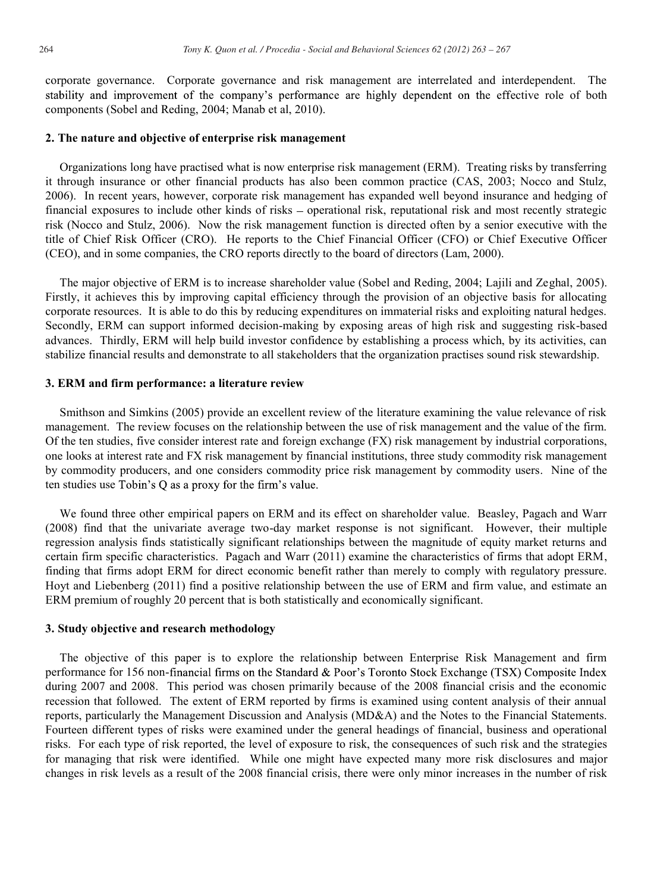corporate governance. Corporate governance and risk management are interrelated and interdependent. The stability and improvement of the company's performance are highly dependent on the effective role of both components (Sobel and Reding, 2004; Manab et al, 2010).

## 2. The nature and objective of enterprise risk management

Organizations long have practised what is now enterprise risk management (ERM). Treating risks by transferring it through insurance or other financial products has also been common practice (CAS, 2003; Nocco and Stulz, 2006). In recent years, however, corporate risk management has expanded well beyond insurance and hedging of financial exposures to include other kinds of risks – operational risk, reputational risk and most recently strategic risk (Nocco and Stulz, 2006). Now the risk management function is directed often by a senior executive with the title of Chief Risk Officer (CRO). He reports to the Chief Financial Officer (CFO) or Chief Executive Officer (CEO), and in some companies, the CRO reports directly to the board of directors (Lam, 2000).

The major objective of ERM is to increase shareholder value (Sobel and Reding, 2004; Lajili and Zeghal, 2005). Firstly, it achieves this by improving capital efficiency through the provision of an objective basis for allocating corporate resources. It is able to do this by reducing expenditures on immaterial risks and exploiting natural hedges. Secondly, ERM can support informed decision-making by exposing areas of high risk and suggesting risk-based advances. Thirdly, ERM will help build investor confidence by establishing a process which, by its activities, can stabilize financial results and demonstrate to all stakeholders that the organization practises sound risk stewardship.

## 3. ERM and firm performance: a literature review

Smithson and Simkins (2005) provide an excellent review of the literature examining the value relevance of risk management. The review focuses on the relationship between the use of risk management and the value of the firm. Of the ten studies, five consider interest rate and foreign exchange (FX) risk management by industrial corporations, one looks at interest rate and FX risk management by financial institutions, three study commodity risk management by commodity producers, and one considers commodity price risk management by commodity users. Nine of the ten studies use Tobin's Q as a proxy for the firm's value.

We found three other empirical papers on ERM and its effect on shareholder value. Beasley, Pagach and Warr (2008) find that the univariate average two-day market response is not significant. However, their multiple regression analysis finds statistically significant relationships between the magnitude of equity market returns and certain firm specific characteristics. Pagach and Warr (2011) examine the characteristics of firms that adopt ERM, finding that firms adopt ERM for direct economic benefit rather than merely to comply with regulatory pressure. Hoyt and Liebenberg (2011) find a positive relationship between the use of ERM and firm value, and estimate an ERM premium of roughly 20 percent that is both statistically and economically significant.

## 3. Study objective and research methodology

The objective of this paper is to explore the relationship between Enterprise Risk Management and firm performance for 156 non-financial firms on the Standard & Poor's Toronto Stock Exchange (TSX) Composite Index during 2007 and 2008. This period was chosen primarily because of the 2008 financial crisis and the economic recession that followed. The extent of ERM reported by firms is examined using content analysis of their annual reports, particularly the Management Discussion and Analysis (MD&A) and the Notes to the Financial Statements. Fourteen different types of risks were examined under the general headings of financial, business and operational risks. For each type of risk reported, the level of exposure to risk, the consequences of such risk and the strategies for managing that risk were identified. While one might have expected many more risk disclosures and major changes in risk levels as a result of the 2008 financial crisis, there were only minor increases in the number of risk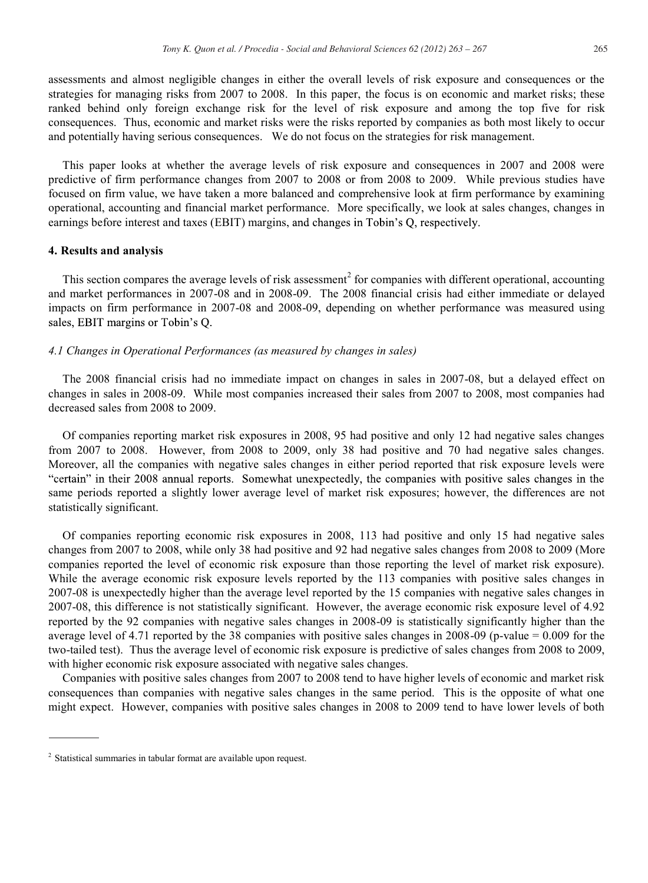assessments and almost negligible changes in either the overall levels of risk exposure and consequences or the strategies for managing risks from 2007 to 2008. In this paper, the focus is on economic and market risks; these ranked behind only foreign exchange risk for the level of risk exposure and among the top five for risk consequences. Thus, economic and market risks were the risks reported by companies as both most likely to occur and potentially having serious consequences. We do not focus on the strategies for risk management.

This paper looks at whether the average levels of risk exposure and consequences in 2007 and 2008 were predictive of firm performance changes from 2007 to 2008 or from 2008 to 2009. While previous studies have focused on firm value, we have taken a more balanced and comprehensive look at firm performance by examining operational, accounting and financial market performance. More specifically, we look at sales changes, changes in earnings before interest and taxes (EBIT) margins, and changes in Tobin's Q, respectively.

## 4. Results and analysis

This section compares the average levels of risk assessment[2] for companies with different operational, accounting and market performances in 2007-08 and in 2008-09. The 2008 financial crisis had either immediate or delayed impacts on firm performance in 2007-08 and 2008-09, depending on whether performance was measured using sales, EBIT margins or Tobin's Q.

### *4.1 Changes in Operational Performances (as measured by changes in sales)*

The 2008 financial crisis had no immediate impact on changes in sales in 2007-08, but a delayed effect on changes in sales in 2008-09. While most companies increased their sales from 2007 to 2008, most companies had decreased sales from 2008 to 2009.

Of companies reporting market risk exposures in 2008, 95 had positive and only 12 had negative sales changes from 2007 to 2008. However, from 2008 to 2009, only 38 had positive and 70 had negative sales changes. Moreover, all the companies with negative sales changes in either period reported that risk exposure levels were "certain" in their 2008 annual reports. Somewhat unexpectedly, the companies with positive sales changes in the same periods reported a slightly lower average level of market risk exposures; however, the differences are not statistically significant.

Of companies reporting economic risk exposures in 2008, 113 had positive and only 15 had negative sales changes from 2007 to 2008, while only 38 had positive and 92 had negative sales changes from 2008 to 2009 (More companies reported the level of economic risk exposure than those reporting the level of market risk exposure). While the average economic risk exposure levels reported by the 113 companies with positive sales changes in 2007-08 is unexpectedly higher than the average level reported by the 15 companies with negative sales changes in 2007-08, this difference is not statistically significant. However, the average economic risk exposure level of 4.92 reported by the 92 companies with negative sales changes in 2008-09 is statistically significantly higher than the average level of 4.71 reported by the 38 companies with positive sales changes in 2008-09 (p-value = 0.009 for the two-tailed test). Thus the average level of economic risk exposure is predictive of sales changes from 2008 to 2009, with higher economic risk exposure associated with negative sales changes.

Companies with positive sales changes from 2007 to 2008 tend to have higher levels of economic and market risk consequences than companies with negative sales changes in the same period. This is the opposite of what one might expect. However, companies with positive sales changes in 2008 to 2009 tend to have lower levels of both

---

[2] Statistical summaries in tabular format are available upon request.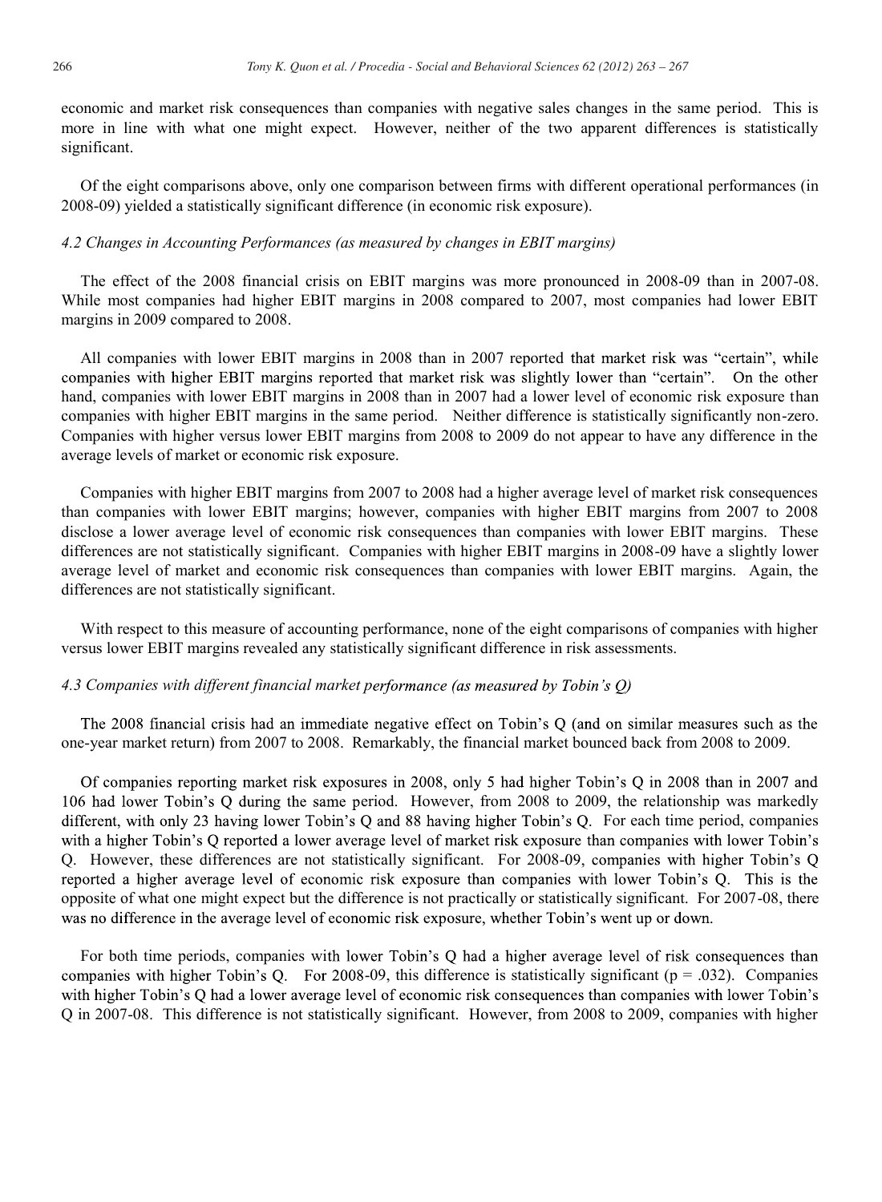economic and market risk consequences than companies with negative sales changes in the same period. This is more in line with what one might expect. However, neither of the two apparent differences is statistically significant.

Of the eight comparisons above, only one comparison between firms with different operational performances (in 2008-09) yielded a statistically significant difference (in economic risk exposure).

### *4.2 Changes in Accounting Performances (as measured by changes in EBIT margins)*

The effect of the 2008 financial crisis on EBIT margins was more pronounced in 2008-09 than in 2007-08. While most companies had higher EBIT margins in 2008 compared to 2007, most companies had lower EBIT margins in 2009 compared to 2008.

All companies with lower EBIT margins in 2008 than in 2007 reported that market risk was "certain", while companies with higher EBIT margins reported that market risk was slightly lower than "certain". On the other hand, companies with lower EBIT margins in 2008 than in 2007 had a lower level of economic risk exposure than companies with higher EBIT margins in the same period. Neither difference is statistically significantly non-zero. Companies with higher versus lower EBIT margins from 2008 to 2009 do not appear to have any difference in the average levels of market or economic risk exposure.

Companies with higher EBIT margins from 2007 to 2008 had a higher average level of market risk consequences than companies with lower EBIT margins; however, companies with higher EBIT margins from 2007 to 2008 disclose a lower average level of economic risk consequences than companies with lower EBIT margins. These differences are not statistically significant. Companies with higher EBIT margins in 2008-09 have a slightly lower average level of market and economic risk consequences than companies with lower EBIT margins. Again, the differences are not statistically significant.

With respect to this measure of accounting performance, none of the eight comparisons of companies with higher versus lower EBIT margins revealed any statistically significant difference in risk assessments.

### *4.3 Companies with different financial market performance (as measured by Tobin's Q)*

The 2008 financial crisis had an immediate negative effect on Tobin's Q (and on similar measures such as the one-year market return) from 2007 to 2008. Remarkably, the financial market bounced back from 2008 to 2009.

Of companies reporting market risk exposures in 2008, only 5 had higher Tobin's Q in 2008 than in 2007 and 106 had lower Tobin's Q during the same period. However, from 2008 to 2009, the relationship was markedly different, with only 23 having lower Tobin's Q and 88 having higher Tobin's Q. For each time period, companies with a higher Tobin's Q reported a lower average level of market risk exposure than companies with lower Tobin's Q. However, these differences are not statistically significant. For 2008-09, companies with higher Tobin's Q reported a higher average level of economic risk exposure than companies with lower Tobin's Q. This is the opposite of what one might expect but the difference is not practically or statistically significant. For 2007-08, there was no difference in the average level of economic risk exposure, whether Tobin's went up or down.

For both time periods, companies with lower Tobin's Q had a higher average level of risk consequences than companies with higher Tobin's Q. For 2008-09, this difference is statistically significant ($p = .032$). Companies with higher Tobin's Q had a lower average level of economic risk consequences than companies with lower Tobin's Q in 2007-08. This difference is not statistically significant. However, from 2008 to 2009, companies with higher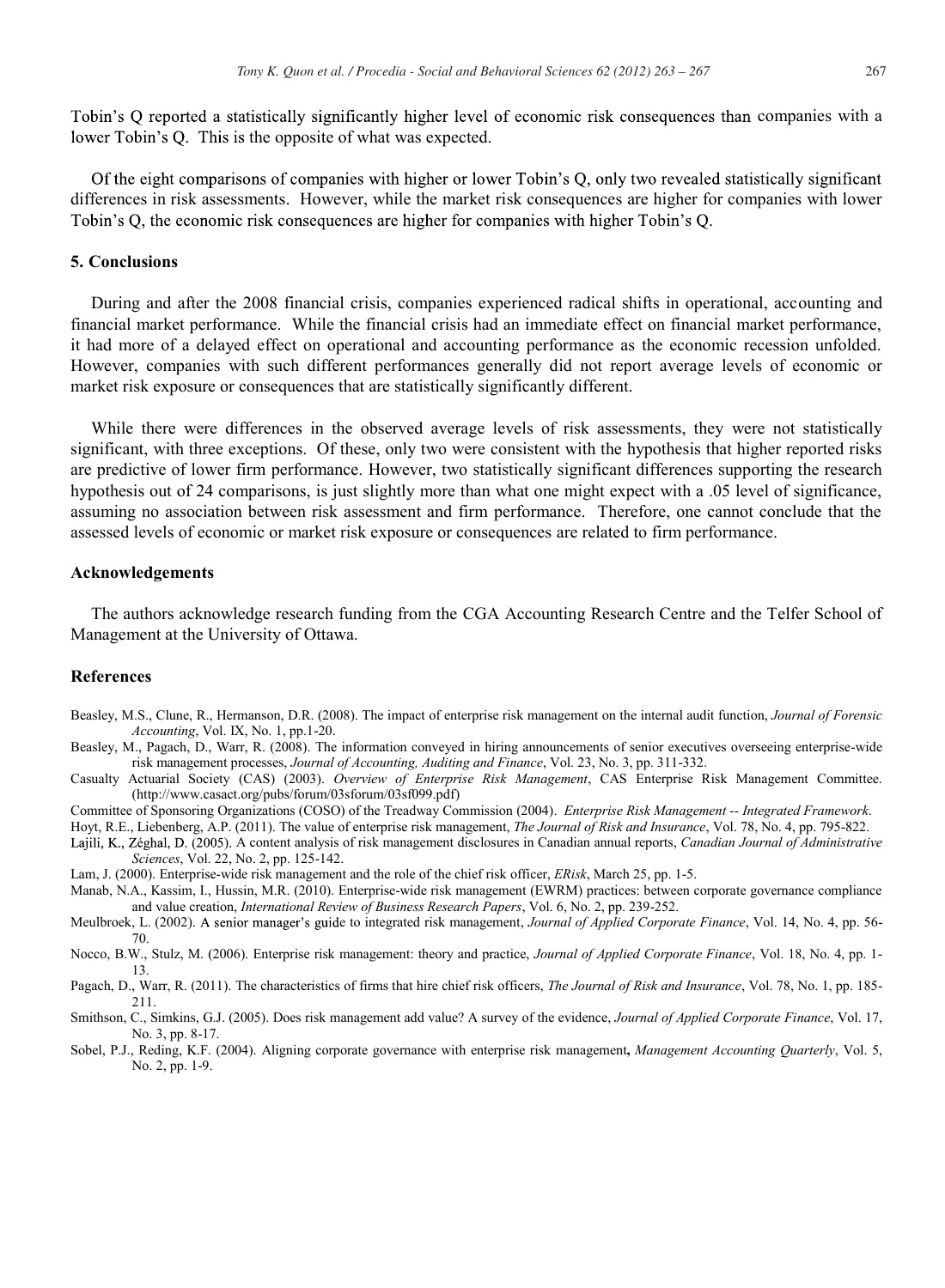Tobin's Q reported a statistically significantly higher level of economic risk consequences than companies with a lower Tobin's Q. This is the opposite of what was expected.

Of the eight comparisons of companies with higher or lower Tobin's Q, only two revealed statistically significant differences in risk assessments. However, while the market risk consequences are higher for companies with lower Tobin's Q, the economic risk consequences are higher for companies with higher Tobin's Q.

## 5. Conclusions

During and after the 2008 financial crisis, companies experienced radical shifts in operational, accounting and financial market performance. While the financial crisis had an immediate effect on financial market performance, it had more of a delayed effect on operational and accounting performance as the economic recession unfolded. However, companies with such different performances generally did not report average levels of economic or market risk exposure or consequences that are statistically significantly different.

While there were differences in the observed average levels of risk assessments, they were not statistically significant, with three exceptions. Of these, only two were consistent with the hypothesis that higher reported risks are predictive of lower firm performance. However, two statistically significant differences supporting the research hypothesis out of 24 comparisons, is just slightly more than what one might expect with a .05 level of significance, assuming no association between risk assessment and firm performance. Therefore, one cannot conclude that the assessed levels of economic or market risk exposure or consequences are related to firm performance.

## Acknowledgements

The authors acknowledge research funding from the CGA Accounting Research Centre and the Telfer School of Management at the University of Ottawa.

## References

Beasley, M.S., Clune, R., Hermanson, D.R. (2008). The impact of enterprise risk management on the internal audit function, *Journal of Forensic Accounting*, Vol. IX, No. 1, pp.1-20.

Beasley, M., Pagach, D., Warr, R. (2008). The information conveyed in hiring announcements of senior executives overseeing enterprise-wide risk management processes, *Journal of Accounting, Auditing and Finance*, Vol. 23, No. 3, pp. 311-332.

Casualty Actuarial Society (CAS) (2003). *Overview of Enterprise Risk Management*, CAS Enterprise Risk Management Committee. (http://www.casact.org/pubs/forum/03sforum/03sf099.pdf)

Committee of Sponsoring Organizations (COSO) of the Treadway Commission (2004). *Enterprise Risk Management -- Integrated Framework*.

Hoyt, R.E., Liebenberg, A.P. (2011). The value of enterprise risk management, *The Journal of Risk and Insurance*, Vol. 78, No. 4, pp. 795-822.

Lajili, K., Zéghal, D. (2005). A content analysis of risk management disclosures in Canadian annual reports, *Canadian Journal of Administrative Sciences*, Vol. 22, No. 2, pp. 125-142.

Lam, J. (2000). Enterprise-wide risk management and the role of the chief risk officer, *ERisk*, March 25, pp. 1-5.

Manab, N.A., Kassim, I., Hussin, M.R. (2010). Enterprise-wide risk management (EWRM) practices: between corporate governance compliance and value creation, *International Review of Business Research Papers*, Vol. 6, No. 2, pp. 239-252.

Meulbroek, L. (2002). A senior manager's guide to integrated risk management, *Journal of Applied Corporate Finance*, Vol. 14, No. 4, pp. 56-70.

Nocco, B.W., Stulz, M. (2006). Enterprise risk management: theory and practice, *Journal of Applied Corporate Finance*, Vol. 18, No. 4, pp. 1-13.

Pagach, D., Warr, R. (2011). The characteristics of firms that hire chief risk officers, *The Journal of Risk and Insurance*, Vol. 78, No. 1, pp. 185-211.

Smithson, C., Simkins, G.J. (2005). Does risk management add value? A survey of the evidence, *Journal of Applied Corporate Finance*, Vol. 17, No. 3, pp. 8-17.

Sobel, P.J., Reding, K.F. (2004). Aligning corporate governance with enterprise risk management**,** *Management Accounting Quarterly*, Vol. 5, No. 2, pp. 1-9.